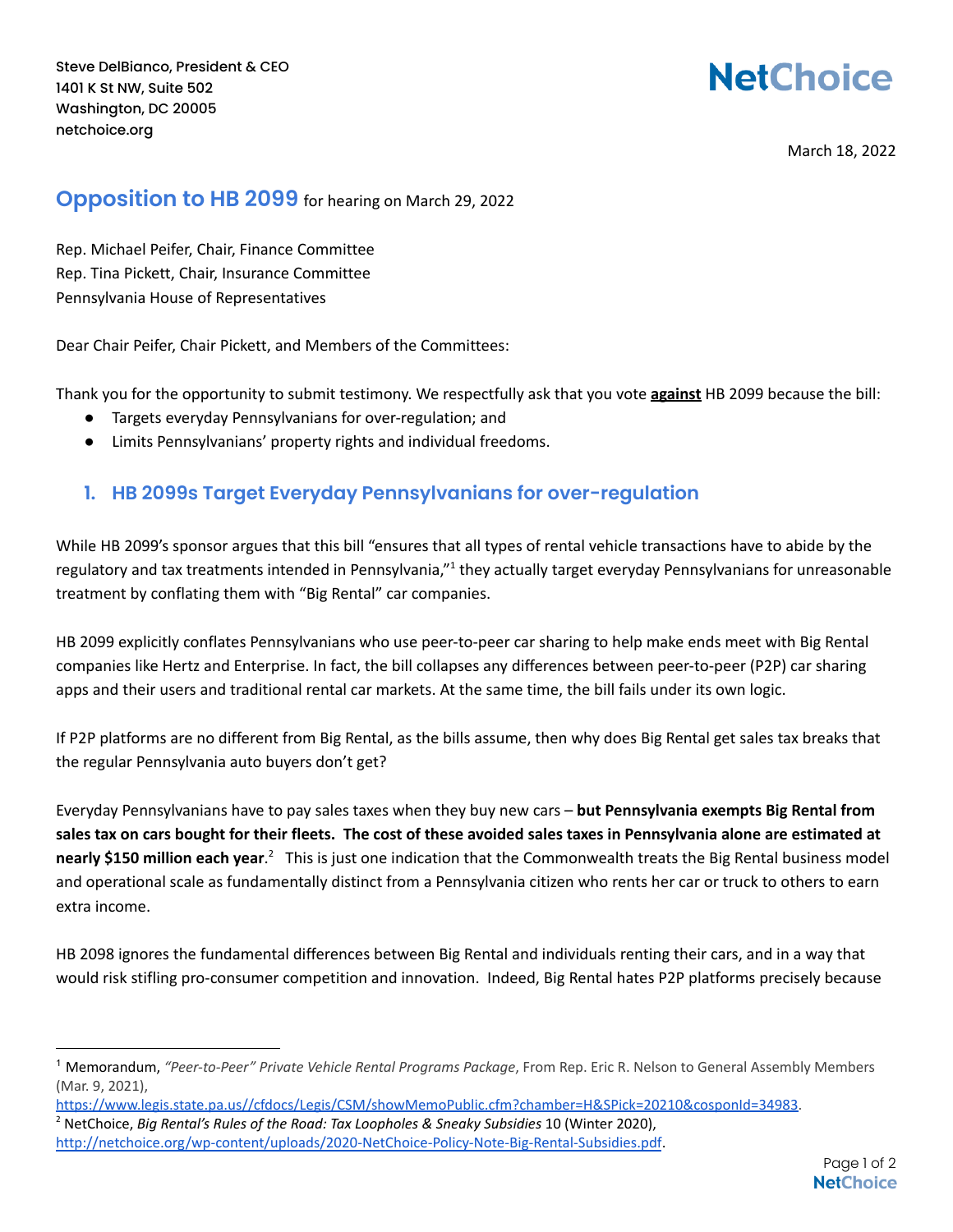Steve DelBianco, President & CEO
1401 K St NW, Suite 502
Washington, DC 20005
netchoice.org

**NetChoice**

March 18, 2022

## Opposition to HB 2099 for hearing on March 29, 2022

Rep. Michael Peifer, Chair, Finance Committee
Rep. Tina Pickett, Chair, Insurance Committee
Pennsylvania House of Representatives

Dear Chair Peifer, Chair Pickett, and Members of the Committees:

Thank you for the opportunity to submit testimony. We respectfully ask that you vote **against** HB 2099 because the bill:

- Targets everyday Pennsylvanians for over-regulation; and
- Limits Pennsylvanians' property rights and individual freedoms.

### 1. HB 2099s Target Everyday Pennsylvanians for over-regulation

While HB 2099's sponsor argues that this bill "ensures that all types of rental vehicle transactions have to abide by the regulatory and tax treatments intended in Pennsylvania,"[1] they actually target everyday Pennsylvanians for unreasonable treatment by conflating them with "Big Rental" car companies.

HB 2099 explicitly conflates Pennsylvanians who use peer-to-peer car sharing to help make ends meet with Big Rental companies like Hertz and Enterprise. In fact, the bill collapses any differences between peer-to-peer (P2P) car sharing apps and their users and traditional rental car markets. At the same time, the bill fails under its own logic.

If P2P platforms are no different from Big Rental, as the bills assume, then why does Big Rental get sales tax breaks that the regular Pennsylvania auto buyers don't get?

Everyday Pennsylvanians have to pay sales taxes when they buy new cars – **but Pennsylvania exempts Big Rental from sales tax on cars bought for their fleets. The cost of these avoided sales taxes in Pennsylvania alone are estimated at nearly $150 million each year**.[2] This is just one indication that the Commonwealth treats the Big Rental business model and operational scale as fundamentally distinct from a Pennsylvania citizen who rents her car or truck to others to earn extra income.

HB 2098 ignores the fundamental differences between Big Rental and individuals renting their cars, and in a way that would risk stifling pro-consumer competition and innovation. Indeed, Big Rental hates P2P platforms precisely because

---

[1] Memorandum, *"Peer-to-Peer" Private Vehicle Rental Programs Package*, From Rep. Eric R. Nelson to General Assembly Members (Mar. 9, 2021), https://www.legis.state.pa.us//cfdocs/Legis/CSM/showMemoPublic.cfm?chamber=H&SPick=20210&cosponId=34983.

[2] NetChoice, *Big Rental's Rules of the Road: Tax Loopholes & Sneaky Subsidies* 10 (Winter 2020), http://netchoice.org/wp-content/uploads/2020-NetChoice-Policy-Note-Big-Rental-Subsidies.pdf.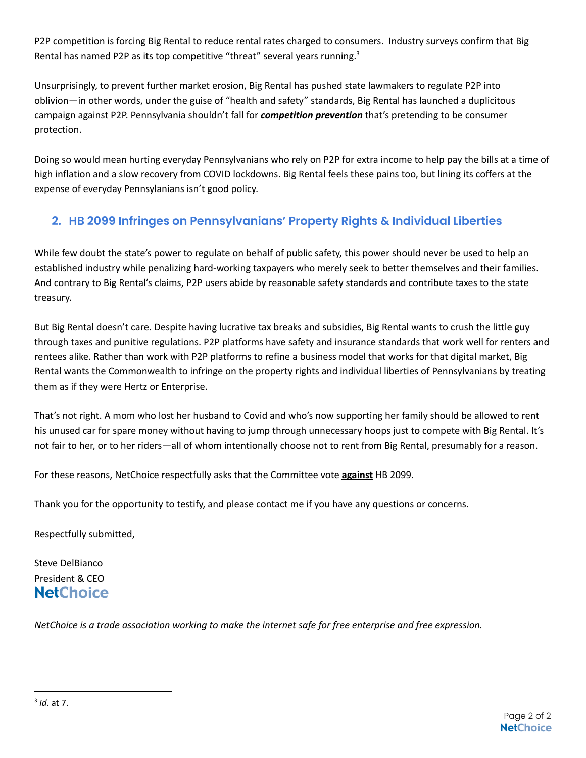P2P competition is forcing Big Rental to reduce rental rates charged to consumers. Industry surveys confirm that Big Rental has named P2P as its top competitive "threat" several years running.[3]

Unsurprisingly, to prevent further market erosion, Big Rental has pushed state lawmakers to regulate P2P into oblivion—in other words, under the guise of "health and safety" standards, Big Rental has launched a duplicitous campaign against P2P. Pennsylvania shouldn't fall for ***competition prevention*** that's pretending to be consumer protection.

Doing so would mean hurting everyday Pennsylvanians who rely on P2P for extra income to help pay the bills at a time of high inflation and a slow recovery from COVID lockdowns. Big Rental feels these pains too, but lining its coffers at the expense of everyday Pennsylanians isn't good policy.

## 2. HB 2099 Infringes on Pennsylvanians' Property Rights & Individual Liberties

While few doubt the state's power to regulate on behalf of public safety, this power should never be used to help an established industry while penalizing hard-working taxpayers who merely seek to better themselves and their families. And contrary to Big Rental's claims, P2P users abide by reasonable safety standards and contribute taxes to the state treasury.

But Big Rental doesn't care. Despite having lucrative tax breaks and subsidies, Big Rental wants to crush the little guy through taxes and punitive regulations. P2P platforms have safety and insurance standards that work well for renters and rentees alike. Rather than work with P2P platforms to refine a business model that works for that digital market, Big Rental wants the Commonwealth to infringe on the property rights and individual liberties of Pennsylvanians by treating them as if they were Hertz or Enterprise.

That's not right. A mom who lost her husband to Covid and who's now supporting her family should be allowed to rent his unused car for spare money without having to jump through unnecessary hoops just to compete with Big Rental. It's not fair to her, or to her riders—all of whom intentionally choose not to rent from Big Rental, presumably for a reason.

For these reasons, NetChoice respectfully asks that the Committee vote **against** HB 2099.

Thank you for the opportunity to testify, and please contact me if you have any questions or concerns.

Respectfully submitted,

Steve DelBianco
President & CEO
NetChoice

*NetChoice is a trade association working to make the internet safe for free enterprise and free expression.*

---

[3] *Id.* at 7.